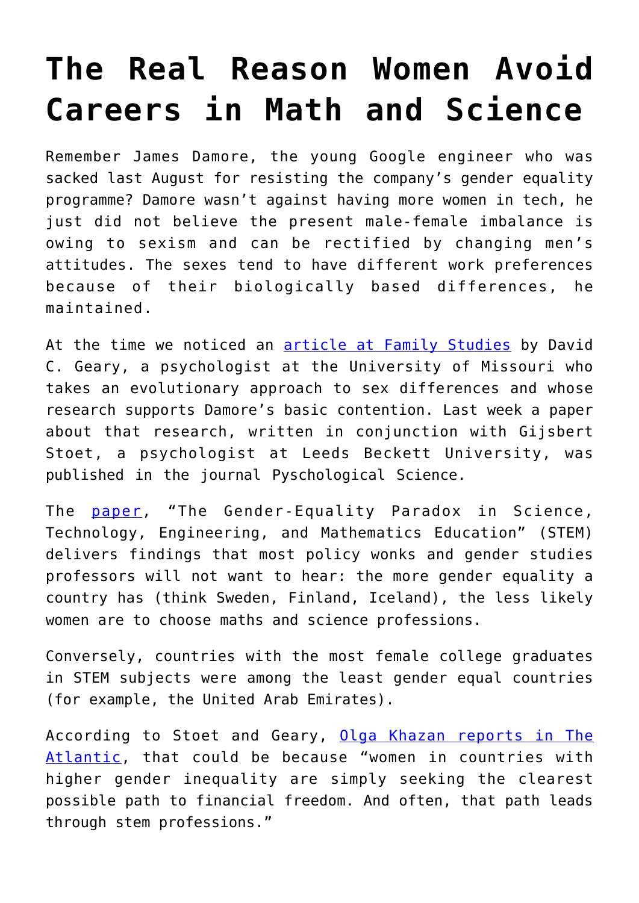# The Real Reason Women Avoid Careers in Math and Science

Remember James Damore, the young Google engineer who was sacked last August for resisting the company's gender equality programme? Damore wasn't against having more women in tech, he just did not believe the present male-female imbalance is owing to sexism and can be rectified by changing men's attitudes. The sexes tend to have different work preferences because of their biologically based differences, he maintained.

At the time we noticed an [article at Family Studies]() by David C. Geary, a psychologist at the University of Missouri who takes an evolutionary approach to sex differences and whose research supports Damore's basic contention. Last week a paper about that research, written in conjunction with Gijsbert Stoet, a psychologist at Leeds Beckett University, was published in the journal Pyschological Science.

The [paper](), "The Gender-Equality Paradox in Science, Technology, Engineering, and Mathematics Education" (STEM) delivers findings that most policy wonks and gender studies professors will not want to hear: the more gender equality a country has (think Sweden, Finland, Iceland), the less likely women are to choose maths and science professions.

Conversely, countries with the most female college graduates in STEM subjects were among the least gender equal countries (for example, the United Arab Emirates).

According to Stoet and Geary, [Olga Khazan reports in The Atlantic](), that could be because "women in countries with higher gender inequality are simply seeking the clearest possible path to financial freedom. And often, that path leads through stem professions."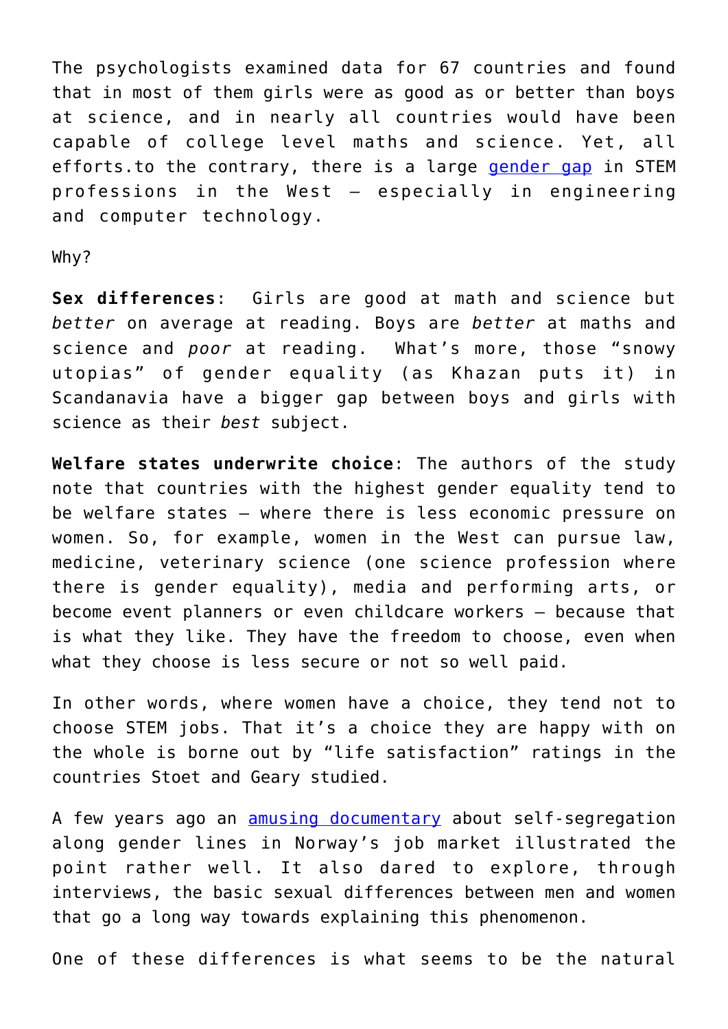The psychologists examined data for 67 countries and found that in most of them girls were as good as or better than boys at science, and in nearly all countries would have been capable of college level maths and science. Yet, all efforts.to the contrary, there is a large gender gap in STEM professions in the West – especially in engineering and computer technology.

Why?

**Sex differences**: Girls are good at math and science but *better* on average at reading. Boys are *better* at maths and science and *poor* at reading. What's more, those "snowy utopias" of gender equality (as Khazan puts it) in Scandanavia have a bigger gap between boys and girls with science as their *best* subject.

**Welfare states underwrite choice**: The authors of the study note that countries with the highest gender equality tend to be welfare states – where there is less economic pressure on women. So, for example, women in the West can pursue law, medicine, veterinary science (one science profession where there is gender equality), media and performing arts, or become event planners or even childcare workers – because that is what they like. They have the freedom to choose, even when what they choose is less secure or not so well paid.

In other words, where women have a choice, they tend not to choose STEM jobs. That it's a choice they are happy with on the whole is borne out by "life satisfaction" ratings in the countries Stoet and Geary studied.

A few years ago an amusing documentary about self-segregation along gender lines in Norway's job market illustrated the point rather well. It also dared to explore, through interviews, the basic sexual differences between men and women that go a long way towards explaining this phenomenon.

One of these differences is what seems to be the natural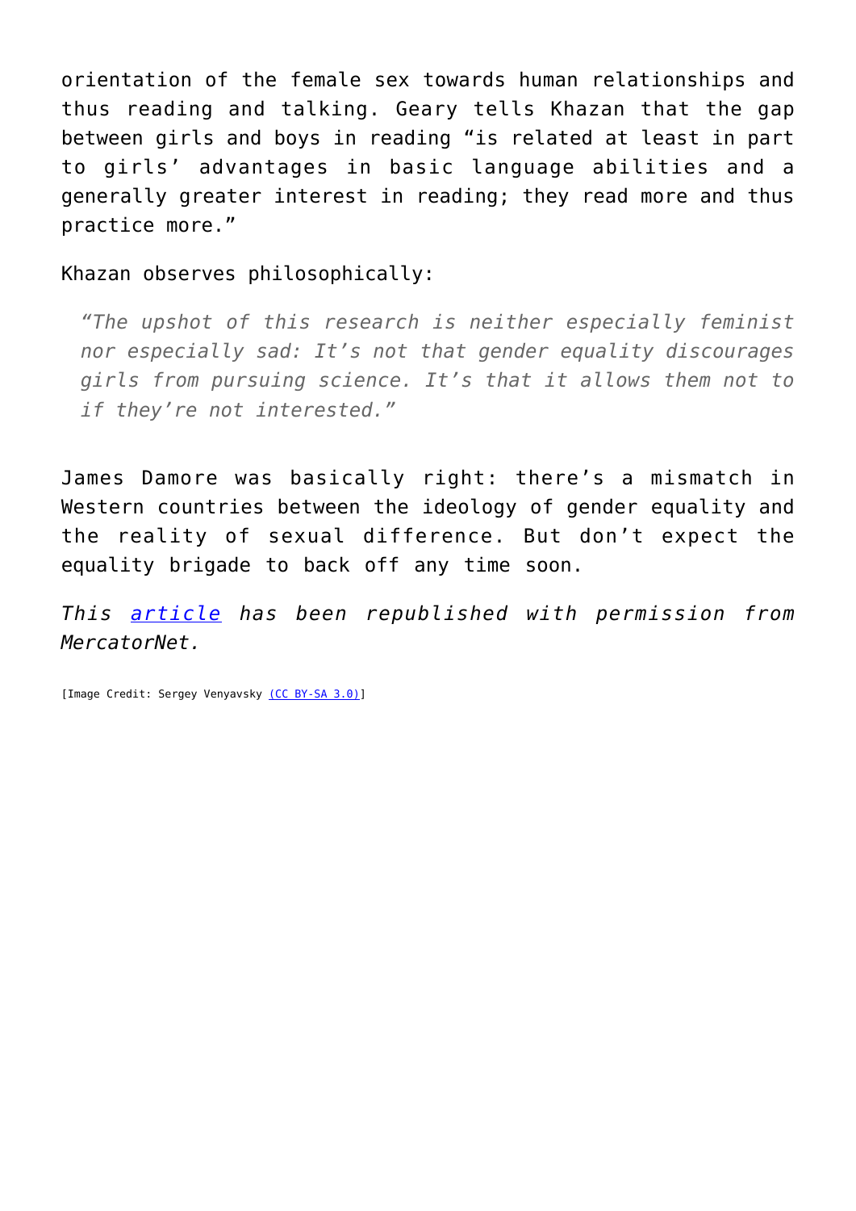orientation of the female sex towards human relationships and thus reading and talking. Geary tells Khazan that the gap between girls and boys in reading "is related at least in part to girls' advantages in basic language abilities and a generally greater interest in reading; they read more and thus practice more."

Khazan observes philosophically:

> *"The upshot of this research is neither especially feminist nor especially sad: It's not that gender equality discourages girls from pursuing science. It's that it allows them not to if they're not interested."*

James Damore was basically right: there's a mismatch in Western countries between the ideology of gender equality and the reality of sexual difference. But don't expect the equality brigade to back off any time soon.

*This article has been republished with permission from MercatorNet.*

[Image Credit: Sergey Venyavsky (CC BY-SA 3.0)]